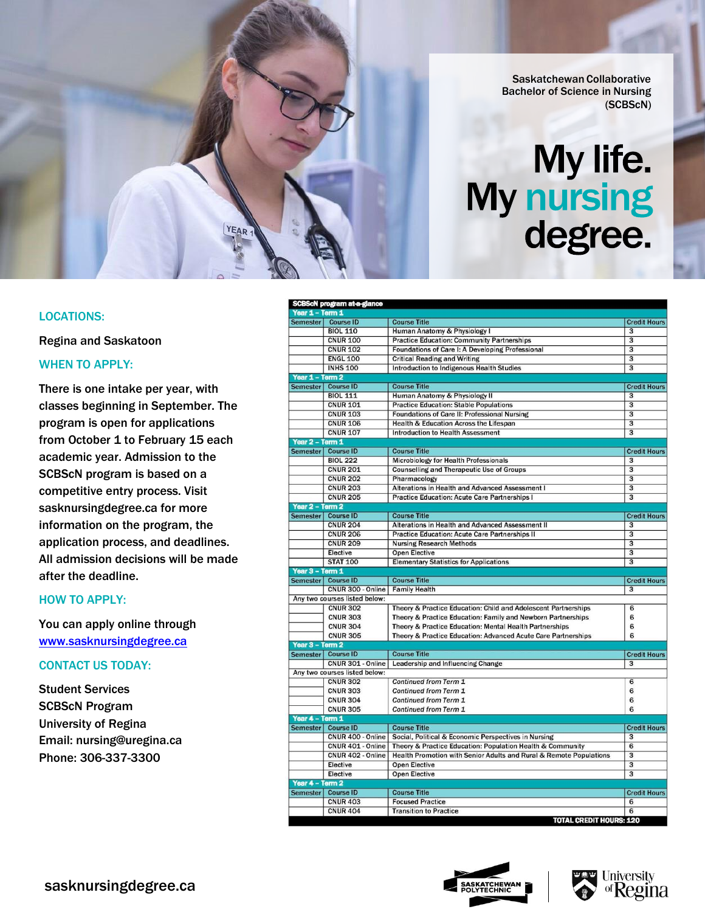Saskatchewan Collaborative Bachelor of Science in Nursing (SCBScN)

# My life. My nursing degree.

## LOCATIONS:

Regina and Saskatoon

## WHEN TO APPLY:

There is one intake per year, with classes beginning in September. The program is open for applications from October 1 to February 15 each academic year. Admission to the SCBScN program is based on a competitive entry process. Visit sasknursingdegree.ca for more information on the program, the application process, and deadlines. All admission decisions will be made after the deadline.

## HOW TO APPLY:

You can apply online through [www.sasknursingdegree.ca](http://www.sasknursingdegree.ca)

## CONTACT US TODAY:

Student Services
SCBScN Program
University of Regina
Email: nursing@uregina.ca
Phone: 306-337-3300

**SCBScN program at-a-glance**

| Semester | Course ID | Course Title | Credit Hours |
|---|---|---|---|
| **Year 1 – Term 1** | | | |
| Semester | Course ID | Course Title | Credit Hours |
| | BIOL 110 | Human Anatomy & Physiology I | 3 |
| | CNUR 100 | Practice Education: Community Partnerships | 3 |
| | CNUR 102 | Foundations of Care I: A Developing Professional | 3 |
| | ENGL 100 | Critical Reading and Writing | 3 |
| | INHS 100 | Introduction to Indigenous Health Studies | 3 |
| **Year 1 – Term 2** | | | |
| Semester | Course ID | Course Title | Credit Hours |
| | BIOL 111 | Human Anatomy & Physiology II | 3 |
| | CNUR 101 | Practice Education: Stable Populations | 3 |
| | CNUR 103 | Foundations of Care II: Professional Nursing | 3 |
| | CNUR 106 | Health & Education Across the Lifespan | 3 |
| | CNUR 107 | Introduction to Health Assessment | 3 |
| **Year 2 – Term 1** | | | |
| Semester | Course ID | Course Title | Credit Hours |
| | BIOL 222 | Microbiology for Health Professionals | 3 |
| | CNUR 201 | Counselling and Therapeutic Use of Groups | 3 |
| | CNUR 202 | Pharmacology | 3 |
| | CNUR 203 | Alterations in Health and Advanced Assessment I | 3 |
| | CNUR 205 | Practice Education: Acute Care Partnerships I | 3 |
| **Year 2 – Term 2** | | | |
| Semester | Course ID | Course Title | Credit Hours |
| | CNUR 204 | Alterations in Health and Advanced Assessment II | 3 |
| | CNUR 206 | Practice Education: Acute Care Partnerships II | 3 |
| | CNUR 209 | Nursing Research Methods | 3 |
| | Elective | Open Elective | 3 |
| | STAT 100 | Elementary Statistics for Applications | 3 |
| **Year 3 – Term 1** | | | |
| Semester | Course ID | Course Title | Credit Hours |
| | CNUR 300 - Online | Family Health | 3 |
| Any two courses listed below: | | | |
| | CNUR 302 | Theory & Practice Education: Child and Adolescent Partnerships | 6 |
| | CNUR 303 | Theory & Practice Education: Family and Newborn Partnerships | 6 |
| | CNUR 304 | Theory & Practice Education: Mental Health Partnerships | 6 |
| | CNUR 305 | Theory & Practice Education: Advanced Acute Care Partnerships | 6 |
| **Year 3 – Term 2** | | | |
| Semester | Course ID | Course Title | Credit Hours |
| | CNUR 301 - Online | Leadership and Influencing Change | 3 |
| Any two courses listed below: | | | |
| | CNUR 302 | *Continued from Term 1* | 6 |
| | CNUR 303 | *Continued from Term 1* | 6 |
| | CNUR 304 | *Continued from Term 1* | 6 |
| | CNUR 305 | *Continued from Term 1* | 6 |
| **Year 4 – Term 1** | | | |
| Semester | Course ID | Course Title | Credit Hours |
| | CNUR 400 - Online | Social, Political & Economic Perspectives in Nursing | 3 |
| | CNUR 401 - Online | Theory & Practice Education: Population Health & Community | 6 |
| | CNUR 402 - Online | Health Promotion with Senior Adults and Rural & Remote Populations | 3 |
| | Elective | Open Elective | 3 |
| | Elective | Open Elective | 3 |
| **Year 4 – Term 2** | | | |
| Semester | Course ID | Course Title | Credit Hours |
| | CNUR 403 | Focused Practice | 6 |
| | CNUR 404 | Transition to Practice | 6 |
| | | **TOTAL CREDIT HOURS: 120** | |

sasknursingdegree.ca

Saskatchewan Polytechnic | University of Regina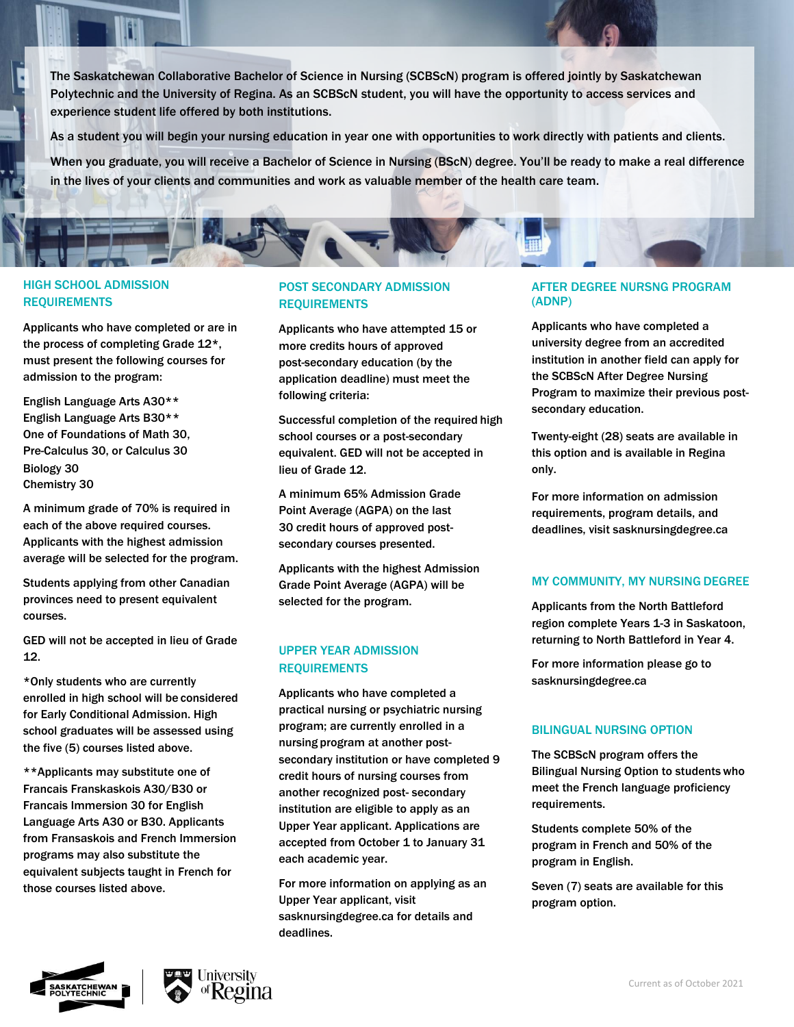The Saskatchewan Collaborative Bachelor of Science in Nursing (SCBScN) program is offered jointly by Saskatchewan Polytechnic and the University of Regina. As an SCBScN student, you will have the opportunity to access services and experience student life offered by both institutions.

As a student you will begin your nursing education in year one with opportunities to work directly with patients and clients.

When you graduate, you will receive a Bachelor of Science in Nursing (BScN) degree. You'll be ready to make a real difference in the lives of your clients and communities and work as valuable member of the health care team.

## HIGH SCHOOL ADMISSION REQUIREMENTS

Applicants who have completed or are in the process of completing Grade 12*, must present the following courses for admission to the program:

English Language Arts A30**
English Language Arts B30**
One of Foundations of Math 30, Pre-Calculus 30, or Calculus 30
Biology 30
Chemistry 30

A minimum grade of 70% is required in each of the above required courses. Applicants with the highest admission average will be selected for the program.

Students applying from other Canadian provinces need to present equivalent courses.

GED will not be accepted in lieu of Grade 12.

*Only students who are currently enrolled in high school will be considered for Early Conditional Admission. High school graduates will be assessed using the five (5) courses listed above.

**Applicants may substitute one of Francais Franskaskois A30/B30 or Francais Immersion 30 for English Language Arts A30 or B30. Applicants from Fransaskois and French Immersion programs may also substitute the equivalent subjects taught in French for those courses listed above.

## POST SECONDARY ADMISSION REQUIREMENTS

Applicants who have attempted 15 or more credits hours of approved post-secondary education (by the application deadline) must meet the following criteria:

Successful completion of the required high school courses or a post-secondary equivalent. GED will not be accepted in lieu of Grade 12.

A minimum 65% Admission Grade Point Average (AGPA) on the last 30 credit hours of approved post-secondary courses presented.

Applicants with the highest Admission Grade Point Average (AGPA) will be selected for the program.

## UPPER YEAR ADMISSION REQUIREMENTS

Applicants who have completed a practical nursing or psychiatric nursing program; are currently enrolled in a nursing program at another post-secondary institution or have completed 9 credit hours of nursing courses from another recognized post- secondary institution are eligible to apply as an Upper Year applicant. Applications are accepted from October 1 to January 31 each academic year.

For more information on applying as an Upper Year applicant, visit sasknursingdegree.ca for details and deadlines.

## AFTER DEGREE NURSNG PROGRAM (ADNP)

Applicants who have completed a university degree from an accredited institution in another field can apply for the SCBScN After Degree Nursing Program to maximize their previous post-secondary education.

Twenty-eight (28) seats are available in this option and is available in Regina only.

For more information on admission requirements, program details, and deadlines, visit sasknursingdegree.ca

## MY COMMUNITY, MY NURSING DEGREE

Applicants from the North Battleford region complete Years 1-3 in Saskatoon, returning to North Battleford in Year 4.

For more information please go to sasknursingdegree.ca

## BILINGUAL NURSING OPTION

The SCBScN program offers the Bilingual Nursing Option to students who meet the French language proficiency requirements.

Students complete 50% of the program in French and 50% of the program in English.

Seven (7) seats are available for this program option.

Current as of October 2021